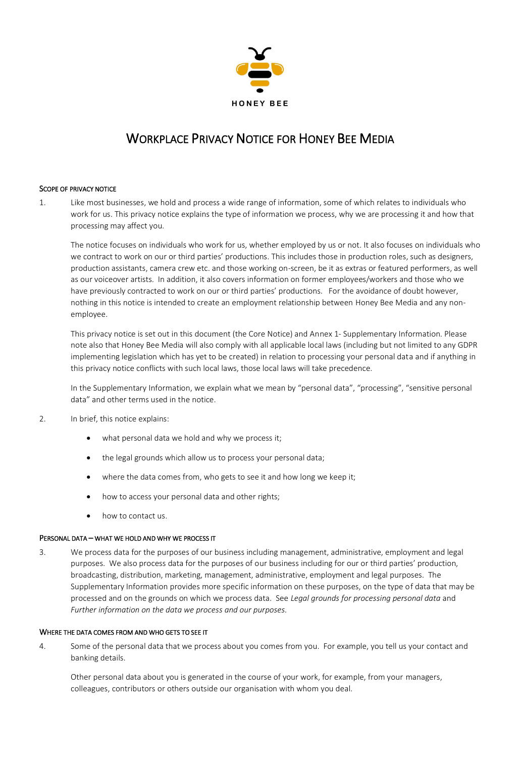HONEY BEE

# Workplace Privacy Notice for Honey Bee Media

## Scope of privacy notice

1. Like most businesses, we hold and process a wide range of information, some of which relates to individuals who work for us. This privacy notice explains the type of information we process, why we are processing it and how that processing may affect you.

   The notice focuses on individuals who work for us, whether employed by us or not. It also focuses on individuals who we contract to work on our or third parties' productions. This includes those in production roles, such as designers, production assistants, camera crew etc. and those working on-screen, be it as extras or featured performers, as well as our voiceover artists. In addition, it also covers information on former employees/workers and those who we have previously contracted to work on our or third parties' productions. For the avoidance of doubt however, nothing in this notice is intended to create an employment relationship between Honey Bee Media and any non-employee.

   This privacy notice is set out in this document (the Core Notice) and Annex 1- Supplementary Information. Please note also that Honey Bee Media will also comply with all applicable local laws (including but not limited to any GDPR implementing legislation which has yet to be created) in relation to processing your personal data and if anything in this privacy notice conflicts with such local laws, those local laws will take precedence.

   In the Supplementary Information, we explain what we mean by "personal data", "processing", "sensitive personal data" and other terms used in the notice.

2. In brief, this notice explains:

   - what personal data we hold and why we process it;
   - the legal grounds which allow us to process your personal data;
   - where the data comes from, who gets to see it and how long we keep it;
   - how to access your personal data and other rights;
   - how to contact us.

## Personal data – what we hold and why we process it

3. We process data for the purposes of our business including management, administrative, employment and legal purposes. We also process data for the purposes of our business including for our or third parties' production, broadcasting, distribution, marketing, management, administrative, employment and legal purposes. The Supplementary Information provides more specific information on these purposes, on the type of data that may be processed and on the grounds on which we process data. See *Legal grounds for processing personal data* and *Further information on the data we process and our purposes.*

## Where the data comes from and who gets to see it

4. Some of the personal data that we process about you comes from you. For example, you tell us your contact and banking details.

   Other personal data about you is generated in the course of your work, for example, from your managers, colleagues, contributors or others outside our organisation with whom you deal.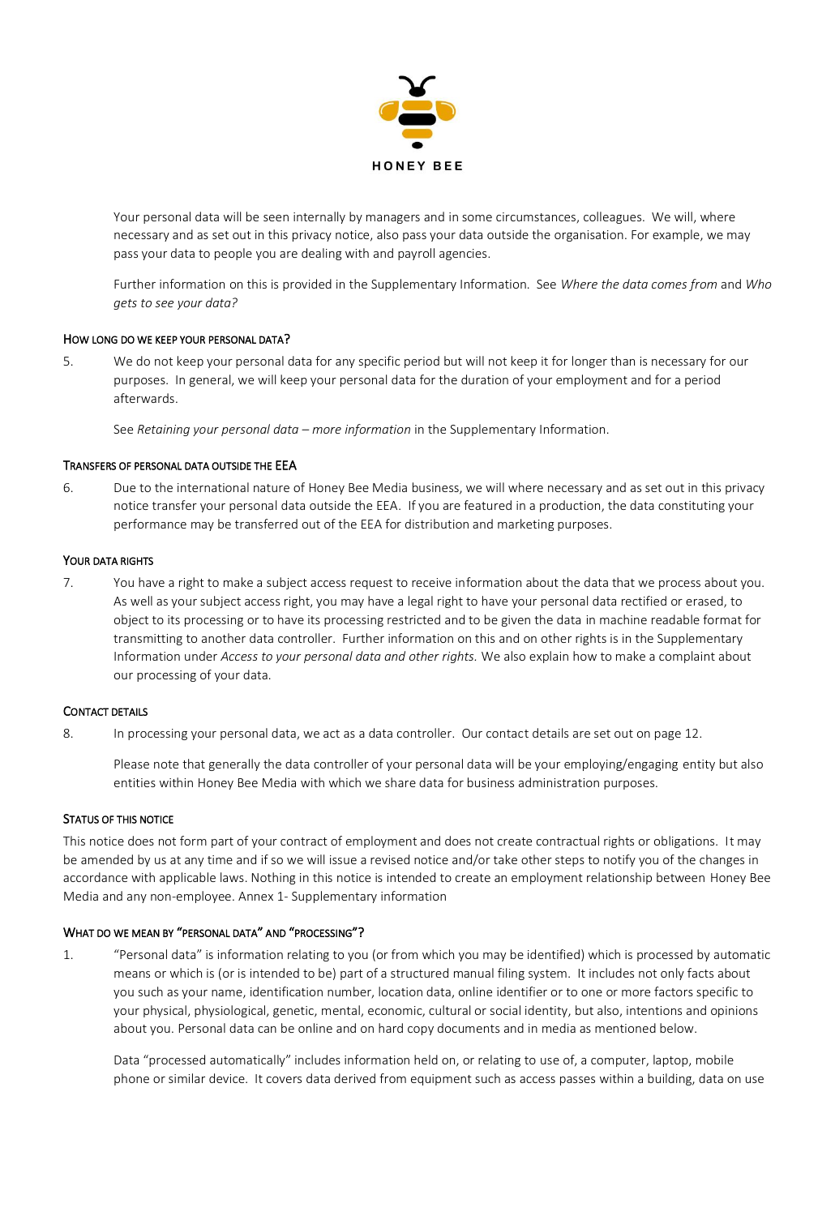Your personal data will be seen internally by managers and in some circumstances, colleagues. We will, where necessary and as set out in this privacy notice, also pass your data outside the organisation. For example, we may pass your data to people you are dealing with and payroll agencies.

Further information on this is provided in the Supplementary Information. See *Where the data comes from* and *Who gets to see your data?*

## HOW LONG DO WE KEEP YOUR PERSONAL DATA?

5. We do not keep your personal data for any specific period but will not keep it for longer than is necessary for our purposes. In general, we will keep your personal data for the duration of your employment and for a period afterwards.

   See *Retaining your personal data – more information* in the Supplementary Information.

## TRANSFERS OF PERSONAL DATA OUTSIDE THE EEA

6. Due to the international nature of Honey Bee Media business, we will where necessary and as set out in this privacy notice transfer your personal data outside the EEA. If you are featured in a production, the data constituting your performance may be transferred out of the EEA for distribution and marketing purposes.

## YOUR DATA RIGHTS

7. You have a right to make a subject access request to receive information about the data that we process about you. As well as your subject access right, you may have a legal right to have your personal data rectified or erased, to object to its processing or to have its processing restricted and to be given the data in machine readable format for transmitting to another data controller. Further information on this and on other rights is in the Supplementary Information under *Access to your personal data and other rights.* We also explain how to make a complaint about our processing of your data.

## CONTACT DETAILS

8. In processing your personal data, we act as a data controller. Our contact details are set out on page 12.

   Please note that generally the data controller of your personal data will be your employing/engaging entity but also entities within Honey Bee Media with which we share data for business administration purposes.

## STATUS OF THIS NOTICE

This notice does not form part of your contract of employment and does not create contractual rights or obligations. It may be amended by us at any time and if so we will issue a revised notice and/or take other steps to notify you of the changes in accordance with applicable laws. Nothing in this notice is intended to create an employment relationship between Honey Bee Media and any non-employee. Annex 1- Supplementary information

## WHAT DO WE MEAN BY "PERSONAL DATA" AND "PROCESSING"?

1. "Personal data" is information relating to you (or from which you may be identified) which is processed by automatic means or which is (or is intended to be) part of a structured manual filing system. It includes not only facts about you such as your name, identification number, location data, online identifier or to one or more factors specific to your physical, physiological, genetic, mental, economic, cultural or social identity, but also, intentions and opinions about you. Personal data can be online and on hard copy documents and in media as mentioned below.

   Data "processed automatically" includes information held on, or relating to use of, a computer, laptop, mobile phone or similar device. It covers data derived from equipment such as access passes within a building, data on use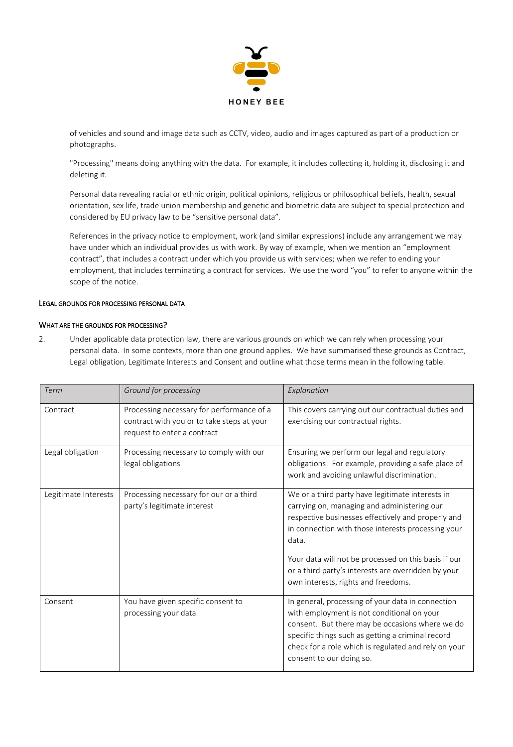of vehicles and sound and image data such as CCTV, video, audio and images captured as part of a production or photographs.

"Processing" means doing anything with the data. For example, it includes collecting it, holding it, disclosing it and deleting it.

Personal data revealing racial or ethnic origin, political opinions, religious or philosophical beliefs, health, sexual orientation, sex life, trade union membership and genetic and biometric data are subject to special protection and considered by EU privacy law to be "sensitive personal data".

References in the privacy notice to employment, work (and similar expressions) include any arrangement we may have under which an individual provides us with work. By way of example, when we mention an "employment contract", that includes a contract under which you provide us with services; when we refer to ending your employment, that includes terminating a contract for services. We use the word "you" to refer to anyone within the scope of the notice.

## LEGAL GROUNDS FOR PROCESSING PERSONAL DATA

### WHAT ARE THE GROUNDS FOR PROCESSING?

2. Under applicable data protection law, there are various grounds on which we can rely when processing your personal data. In some contexts, more than one ground applies. We have summarised these grounds as Contract, Legal obligation, Legitimate Interests and Consent and outline what those terms mean in the following table.

| *Term* | *Ground for processing* | *Explanation* |
| --- | --- | --- |
| Contract | Processing necessary for performance of a contract with you or to take steps at your request to enter a contract | This covers carrying out our contractual duties and exercising our contractual rights. |
| Legal obligation | Processing necessary to comply with our legal obligations | Ensuring we perform our legal and regulatory obligations. For example, providing a safe place of work and avoiding unlawful discrimination. |
| Legitimate Interests | Processing necessary for our or a third party's legitimate interest | We or a third party have legitimate interests in carrying on, managing and administering our respective businesses effectively and properly and in connection with those interests processing your data. Your data will not be processed on this basis if our or a third party's interests are overridden by your own interests, rights and freedoms. |
| Consent | You have given specific consent to processing your data | In general, processing of your data in connection with employment is not conditional on your consent. But there may be occasions where we do specific things such as getting a criminal record check for a role which is regulated and rely on your consent to our doing so. |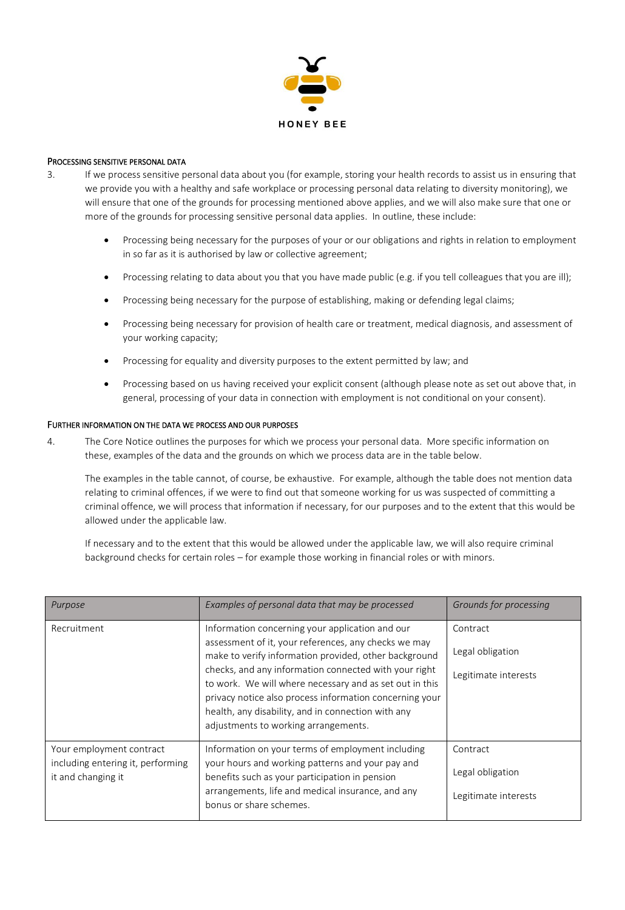## Processing sensitive personal data

3. If we process sensitive personal data about you (for example, storing your health records to assist us in ensuring that we provide you with a healthy and safe workplace or processing personal data relating to diversity monitoring), we will ensure that one of the grounds for processing mentioned above applies, and we will also make sure that one or more of the grounds for processing sensitive personal data applies. In outline, these include:

   - Processing being necessary for the purposes of your or our obligations and rights in relation to employment in so far as it is authorised by law or collective agreement;
   - Processing relating to data about you that you have made public (e.g. if you tell colleagues that you are ill);
   - Processing being necessary for the purpose of establishing, making or defending legal claims;
   - Processing being necessary for provision of health care or treatment, medical diagnosis, and assessment of your working capacity;
   - Processing for equality and diversity purposes to the extent permitted by law; and
   - Processing based on us having received your explicit consent (although please note as set out above that, in general, processing of your data in connection with employment is not conditional on your consent).

## Further information on the data we process and our purposes

4. The Core Notice outlines the purposes for which we process your personal data. More specific information on these, examples of the data and the grounds on which we process data are in the table below.

   The examples in the table cannot, of course, be exhaustive. For example, although the table does not mention data relating to criminal offences, if we were to find out that someone working for us was suspected of committing a criminal offence, we will process that information if necessary, for our purposes and to the extent that this would be allowed under the applicable law.

   If necessary and to the extent that this would be allowed under the applicable law, we will also require criminal background checks for certain roles – for example those working in financial roles or with minors.

| *Purpose* | *Examples of personal data that may be processed* | *Grounds for processing* |
|---|---|---|
| Recruitment | Information concerning your application and our assessment of it, your references, any checks we may make to verify information provided, other background checks, and any information connected with your right to work. We will where necessary and as set out in this privacy notice also process information concerning your health, any disability, and in connection with any adjustments to working arrangements. | Contract<br><br>Legal obligation<br><br>Legitimate interests |
| Your employment contract including entering it, performing it and changing it | Information on your terms of employment including your hours and working patterns and your pay and benefits such as your participation in pension arrangements, life and medical insurance, and any bonus or share schemes. | Contract<br><br>Legal obligation<br><br>Legitimate interests |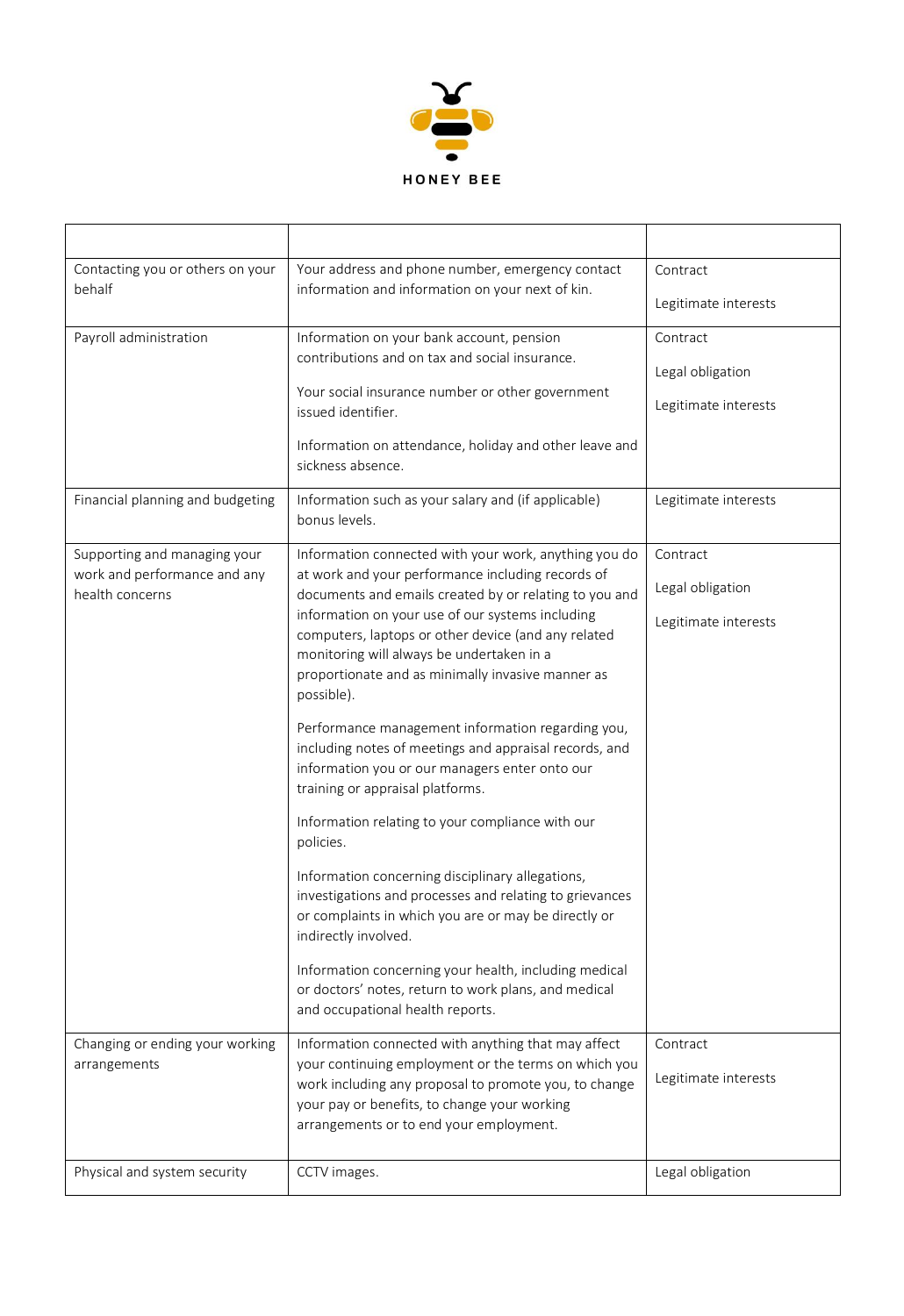HONEY BEE

| | | |
|---|---|---|
| Contacting you or others on your behalf | Your address and phone number, emergency contact information and information on your next of kin. | Contract<br><br>Legitimate interests |
| Payroll administration | Information on your bank account, pension contributions and on tax and social insurance.<br><br>Your social insurance number or other government issued identifier.<br><br>Information on attendance, holiday and other leave and sickness absence. | Contract<br><br>Legal obligation<br><br>Legitimate interests |
| Financial planning and budgeting | Information such as your salary and (if applicable) bonus levels. | Legitimate interests |
| Supporting and managing your work and performance and any health concerns | Information connected with your work, anything you do at work and your performance including records of documents and emails created by or relating to you and information on your use of our systems including computers, laptops or other device (and any related monitoring will always be undertaken in a proportionate and as minimally invasive manner as possible).<br><br>Performance management information regarding you, including notes of meetings and appraisal records, and information you or our managers enter onto our training or appraisal platforms.<br><br>Information relating to your compliance with our policies.<br><br>Information concerning disciplinary allegations, investigations and processes and relating to grievances or complaints in which you are or may be directly or indirectly involved.<br><br>Information concerning your health, including medical or doctors' notes, return to work plans, and medical and occupational health reports. | Contract<br><br>Legal obligation<br><br>Legitimate interests |
| Changing or ending your working arrangements | Information connected with anything that may affect your continuing employment or the terms on which you work including any proposal to promote you, to change your pay or benefits, to change your working arrangements or to end your employment. | Contract<br><br>Legitimate interests |
| Physical and system security | CCTV images. | Legal obligation |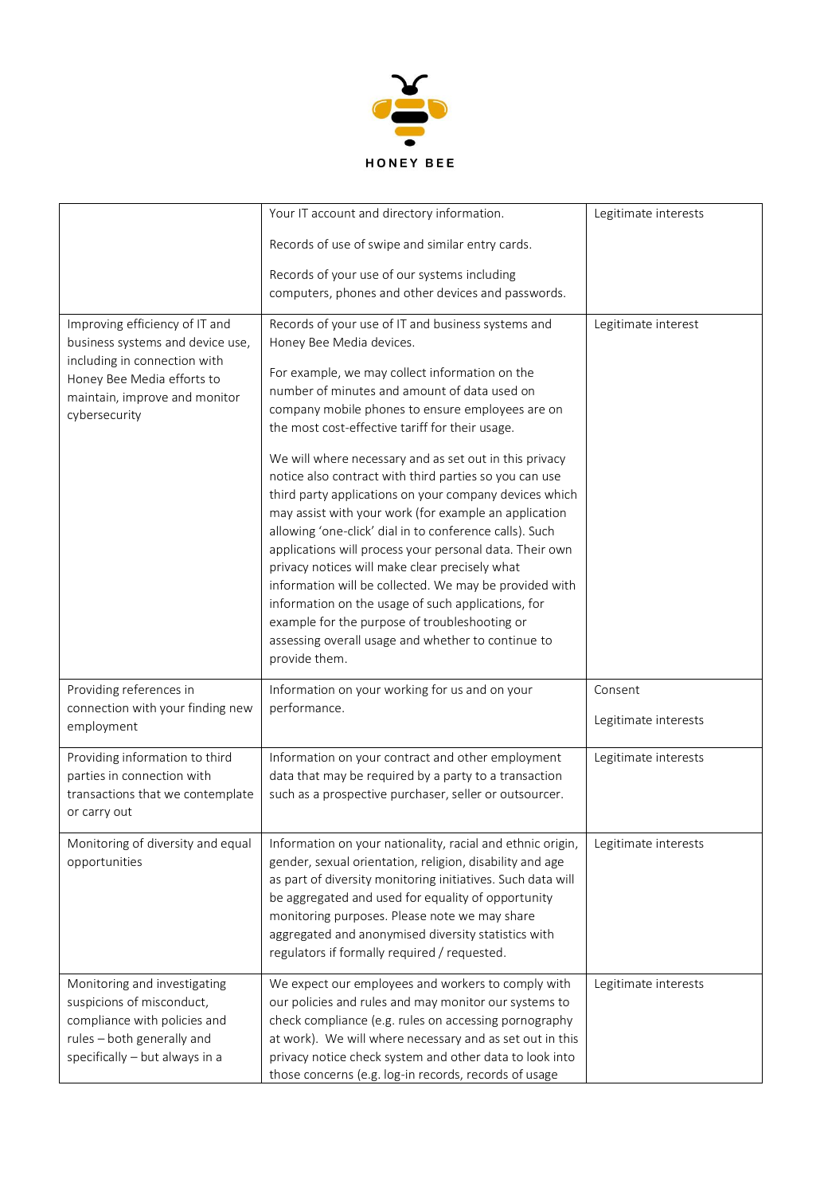| | | |
|---|---|---|
| | Your IT account and directory information.<br><br>Records of use of swipe and similar entry cards.<br><br>Records of your use of our systems including computers, phones and other devices and passwords. | Legitimate interests |
| Improving efficiency of IT and business systems and device use, including in connection with Honey Bee Media efforts to maintain, improve and monitor cybersecurity | Records of your use of IT and business systems and Honey Bee Media devices.<br><br>For example, we may collect information on the number of minutes and amount of data used on company mobile phones to ensure employees are on the most cost-effective tariff for their usage.<br><br>We will where necessary and as set out in this privacy notice also contract with third parties so you can use third party applications on your company devices which may assist with your work (for example an application allowing 'one-click' dial in to conference calls). Such applications will process your personal data. Their own privacy notices will make clear precisely what information will be collected. We may be provided with information on the usage of such applications, for example for the purpose of troubleshooting or assessing overall usage and whether to continue to provide them. | Legitimate interest |
| Providing references in connection with your finding new employment | Information on your working for us and on your performance. | Consent<br><br>Legitimate interests |
| Providing information to third parties in connection with transactions that we contemplate or carry out | Information on your contract and other employment data that may be required by a party to a transaction such as a prospective purchaser, seller or outsourcer. | Legitimate interests |
| Monitoring of diversity and equal opportunities | Information on your nationality, racial and ethnic origin, gender, sexual orientation, religion, disability and age as part of diversity monitoring initiatives. Such data will be aggregated and used for equality of opportunity monitoring purposes. Please note we may share aggregated and anonymised diversity statistics with regulators if formally required / requested. | Legitimate interests |
| Monitoring and investigating suspicions of misconduct, compliance with policies and rules – both generally and specifically – but always in a | We expect our employees and workers to comply with our policies and rules and may monitor our systems to check compliance (e.g. rules on accessing pornography at work). We will where necessary and as set out in this privacy notice check system and other data to look into those concerns (e.g. log-in records, records of usage | Legitimate interests |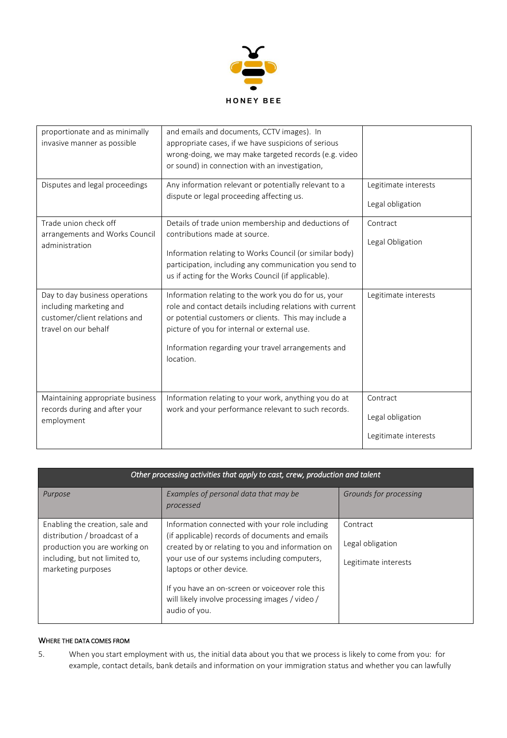| | | |
|---|---|---|
| proportionate and as minimally invasive manner as possible | and emails and documents, CCTV images). In appropriate cases, if we have suspicions of serious wrong-doing, we may make targeted records (e.g. video or sound) in connection with an investigation, | |
| Disputes and legal proceedings | Any information relevant or potentially relevant to a dispute or legal proceeding affecting us. | Legitimate interests<br><br>Legal obligation |
| Trade union check off arrangements and Works Council administration | Details of trade union membership and deductions of contributions made at source.<br><br>Information relating to Works Council (or similar body) participation, including any communication you send to us if acting for the Works Council (if applicable). | Contract<br><br>Legal Obligation |
| Day to day business operations including marketing and customer/client relations and travel on our behalf | Information relating to the work you do for us, your role and contact details including relations with current or potential customers or clients. This may include a picture of you for internal or external use.<br><br>Information regarding your travel arrangements and location. | Legitimate interests |
| Maintaining appropriate business records during and after your employment | Information relating to your work, anything you do at work and your performance relevant to such records. | Contract<br><br>Legal obligation<br><br>Legitimate interests |

| *Other processing activities that apply to cast, crew, production and talent* | | |
|---|---|---|
| *Purpose* | *Examples of personal data that may be processed* | *Grounds for processing* |
| Enabling the creation, sale and distribution / broadcast of a production you are working on including, but not limited to, marketing purposes | Information connected with your role including (if applicable) records of documents and emails created by or relating to you and information on your use of our systems including computers, laptops or other device.<br><br>If you have an on-screen or voiceover role this will likely involve processing images / video / audio of you. | Contract<br><br>Legal obligation<br><br>Legitimate interests |

#### WHERE THE DATA COMES FROM

5. When you start employment with us, the initial data about you that we process is likely to come from you: for example, contact details, bank details and information on your immigration status and whether you can lawfully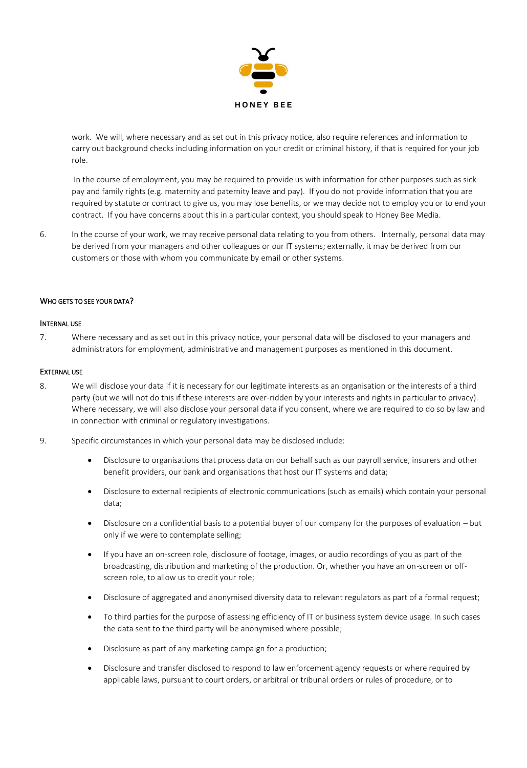work. We will, where necessary and as set out in this privacy notice, also require references and information to carry out background checks including information on your credit or criminal history, if that is required for your job role.

In the course of employment, you may be required to provide us with information for other purposes such as sick pay and family rights (e.g. maternity and paternity leave and pay). If you do not provide information that you are required by statute or contract to give us, you may lose benefits, or we may decide not to employ you or to end your contract. If you have concerns about this in a particular context, you should speak to Honey Bee Media.

6. In the course of your work, we may receive personal data relating to you from others. Internally, personal data may be derived from your managers and other colleagues or our IT systems; externally, it may be derived from our customers or those with whom you communicate by email or other systems.

## WHO GETS TO SEE YOUR DATA?

### INTERNAL USE

7. Where necessary and as set out in this privacy notice, your personal data will be disclosed to your managers and administrators for employment, administrative and management purposes as mentioned in this document.

### EXTERNAL USE

8. We will disclose your data if it is necessary for our legitimate interests as an organisation or the interests of a third party (but we will not do this if these interests are over-ridden by your interests and rights in particular to privacy). Where necessary, we will also disclose your personal data if you consent, where we are required to do so by law and in connection with criminal or regulatory investigations.

9. Specific circumstances in which your personal data may be disclosed include:

   - Disclosure to organisations that process data on our behalf such as our payroll service, insurers and other benefit providers, our bank and organisations that host our IT systems and data;
   - Disclosure to external recipients of electronic communications (such as emails) which contain your personal data;
   - Disclosure on a confidential basis to a potential buyer of our company for the purposes of evaluation – but only if we were to contemplate selling;
   - If you have an on-screen role, disclosure of footage, images, or audio recordings of you as part of the broadcasting, distribution and marketing of the production. Or, whether you have an on-screen or off-screen role, to allow us to credit your role;
   - Disclosure of aggregated and anonymised diversity data to relevant regulators as part of a formal request;
   - To third parties for the purpose of assessing efficiency of IT or business system device usage. In such cases the data sent to the third party will be anonymised where possible;
   - Disclosure as part of any marketing campaign for a production;
   - Disclosure and transfer disclosed to respond to law enforcement agency requests or where required by applicable laws, pursuant to court orders, or arbitral or tribunal orders or rules of procedure, or to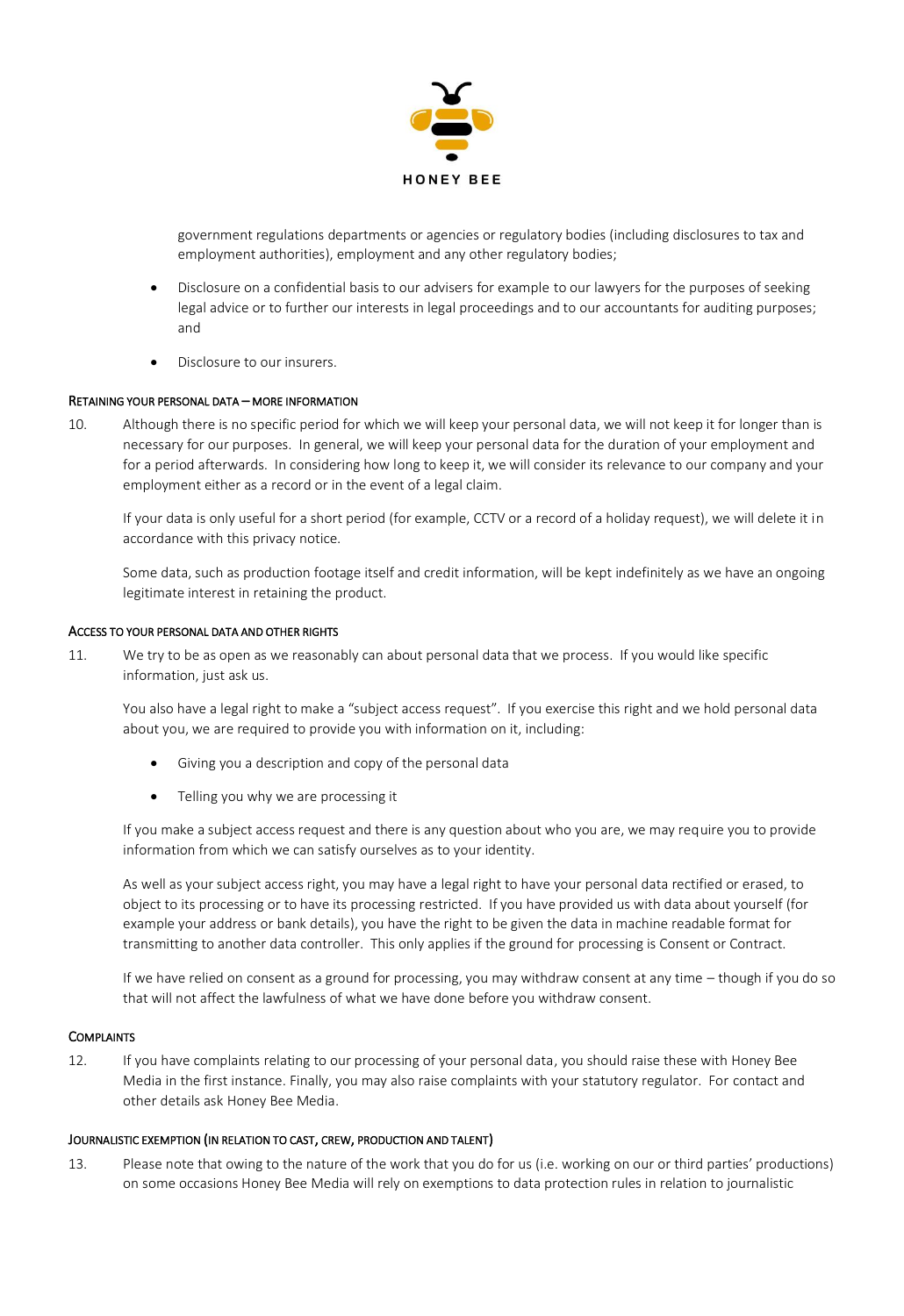government regulations departments or agencies or regulatory bodies (including disclosures to tax and employment authorities), employment and any other regulatory bodies;

- Disclosure on a confidential basis to our advisers for example to our lawyers for the purposes of seeking legal advice or to further our interests in legal proceedings and to our accountants for auditing purposes; and
- Disclosure to our insurers.

### RETAINING YOUR PERSONAL DATA – MORE INFORMATION

10. Although there is no specific period for which we will keep your personal data, we will not keep it for longer than is necessary for our purposes. In general, we will keep your personal data for the duration of your employment and for a period afterwards. In considering how long to keep it, we will consider its relevance to our company and your employment either as a record or in the event of a legal claim.

    If your data is only useful for a short period (for example, CCTV or a record of a holiday request), we will delete it in accordance with this privacy notice.

    Some data, such as production footage itself and credit information, will be kept indefinitely as we have an ongoing legitimate interest in retaining the product.

### ACCESS TO YOUR PERSONAL DATA AND OTHER RIGHTS

11. We try to be as open as we reasonably can about personal data that we process. If you would like specific information, just ask us.

    You also have a legal right to make a "subject access request". If you exercise this right and we hold personal data about you, we are required to provide you with information on it, including:

    - Giving you a description and copy of the personal data
    - Telling you why we are processing it

    If you make a subject access request and there is any question about who you are, we may require you to provide information from which we can satisfy ourselves as to your identity.

    As well as your subject access right, you may have a legal right to have your personal data rectified or erased, to object to its processing or to have its processing restricted. If you have provided us with data about yourself (for example your address or bank details), you have the right to be given the data in machine readable format for transmitting to another data controller. This only applies if the ground for processing is Consent or Contract.

    If we have relied on consent as a ground for processing, you may withdraw consent at any time – though if you do so that will not affect the lawfulness of what we have done before you withdraw consent.

### COMPLAINTS

12. If you have complaints relating to our processing of your personal data, you should raise these with Honey Bee Media in the first instance. Finally, you may also raise complaints with your statutory regulator. For contact and other details ask Honey Bee Media.

### JOURNALISTIC EXEMPTION (IN RELATION TO CAST, CREW, PRODUCTION AND TALENT)

13. Please note that owing to the nature of the work that you do for us (i.e. working on our or third parties' productions) on some occasions Honey Bee Media will rely on exemptions to data protection rules in relation to journalistic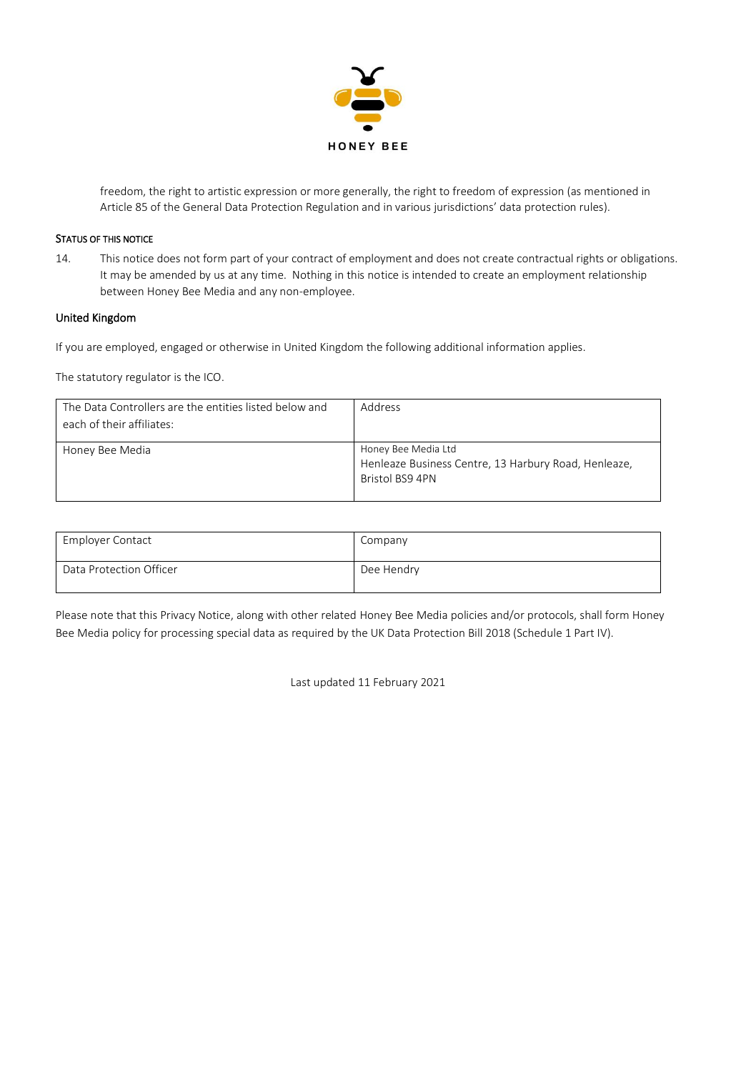freedom, the right to artistic expression or more generally, the right to freedom of expression (as mentioned in Article 85 of the General Data Protection Regulation and in various jurisdictions' data protection rules).

### STATUS OF THIS NOTICE

14. This notice does not form part of your contract of employment and does not create contractual rights or obligations. It may be amended by us at any time. Nothing in this notice is intended to create an employment relationship between Honey Bee Media and any non-employee.

### United Kingdom

If you are employed, engaged or otherwise in United Kingdom the following additional information applies.

The statutory regulator is the ICO.

| The Data Controllers are the entities listed below and each of their affiliates: | Address |
|---|---|
| Honey Bee Media | Honey Bee Media Ltd<br>Henleaze Business Centre, 13 Harbury Road, Henleaze, Bristol BS9 4PN |

| Employer Contact | Company |
|---|---|
| Data Protection Officer | Dee Hendry |

Please note that this Privacy Notice, along with other related Honey Bee Media policies and/or protocols, shall form Honey Bee Media policy for processing special data as required by the UK Data Protection Bill 2018 (Schedule 1 Part IV).

Last updated 11 February 2021